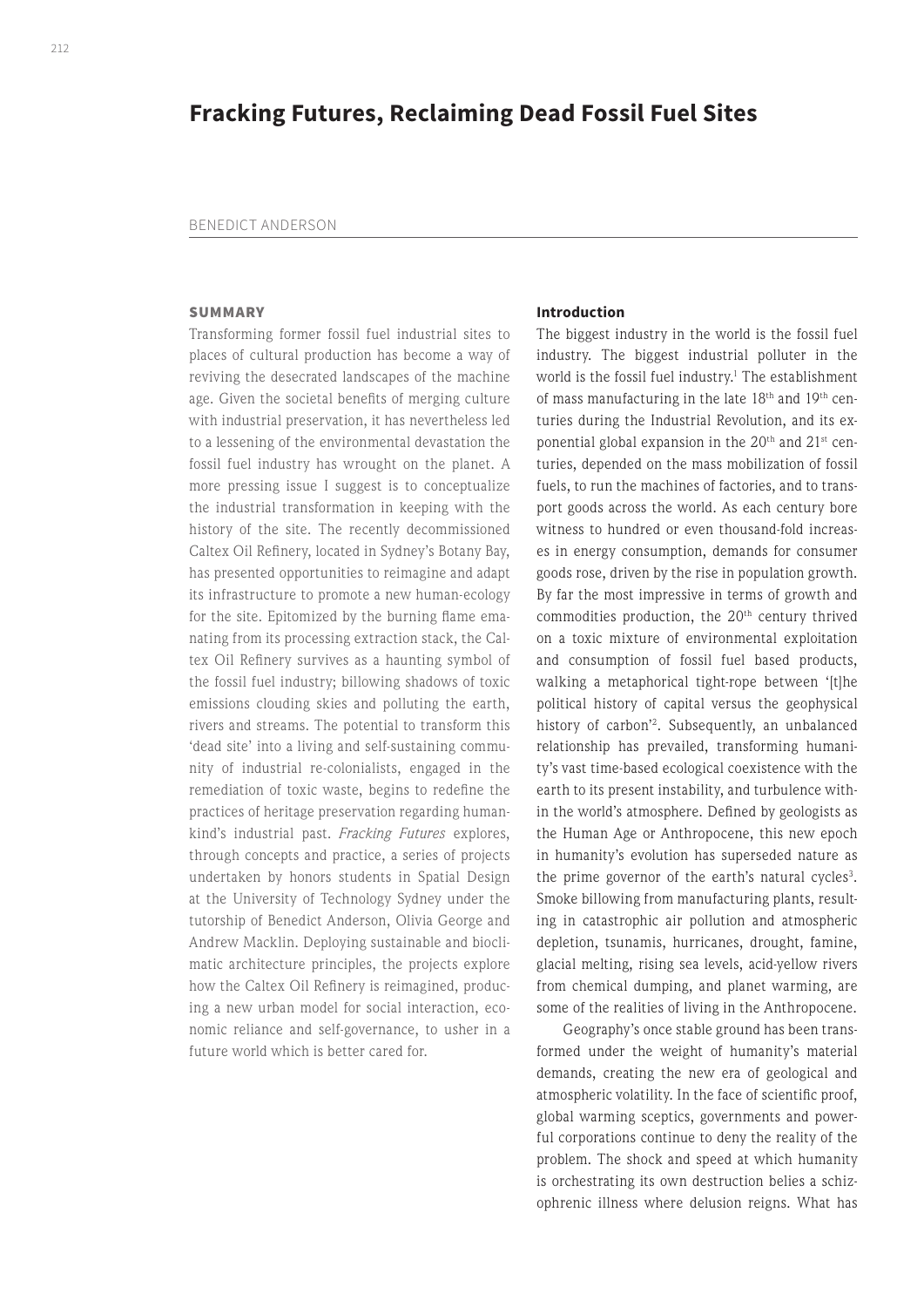# Fracking Futures, Reclaiming Dead Fossil Fuel Sites

BENEDICT ANDERSON

## SUMMARY

Transforming former fossil fuel industrial sites to places of cultural production has become a way of reviving the desecrated landscapes of the machine age. Given the societal benefits of merging culture with industrial preservation, it has nevertheless led to a lessening of the environmental devastation the fossil fuel industry has wrought on the planet. A more pressing issue I suggest is to conceptualize the industrial transformation in keeping with the history of the site. The recently decommissioned Caltex Oil Refinery, located in Sydney's Botany Bay, has presented opportunities to reimagine and adapt its infrastructure to promote a new human-ecology for the site. Epitomized by the burning flame emanating from its processing extraction stack, the Caltex Oil Refinery survives as a haunting symbol of the fossil fuel industry; billowing shadows of toxic emissions clouding skies and polluting the earth, rivers and streams. The potential to transform this 'dead site' into a living and self-sustaining community of industrial re-colonialists, engaged in the remediation of toxic waste, begins to redefine the practices of heritage preservation regarding humankind's industrial past. *Fracking Futures* explores, through concepts and practice, a series of projects undertaken by honors students in Spatial Design at the University of Technology Sydney under the tutorship of Benedict Anderson, Olivia George and Andrew Macklin. Deploying sustainable and bioclimatic architecture principles, the projects explore how the Caltex Oil Refinery is reimagined, producing a new urban model for social interaction, economic reliance and self-governance, to usher in a future world which is better cared for.

### Introduction

The biggest industry in the world is the fossil fuel industry. The biggest industrial polluter in the world is the fossil fuel industry.[1] The establishment of mass manufacturing in the late 18th and 19th centuries during the Industrial Revolution, and its exponential global expansion in the 20th and 21st centuries, depended on the mass mobilization of fossil fuels, to run the machines of factories, and to transport goods across the world. As each century bore witness to hundred or even thousand-fold increases in energy consumption, demands for consumer goods rose, driven by the rise in population growth. By far the most impressive in terms of growth and commodities production, the 20th century thrived on a toxic mixture of environmental exploitation and consumption of fossil fuel based products, walking a metaphorical tight-rope between '[t]he political history of capital versus the geophysical history of carbon'[2]. Subsequently, an unbalanced relationship has prevailed, transforming humanity's vast time-based ecological coexistence with the earth to its present instability, and turbulence within the world's atmosphere. Defined by geologists as the Human Age or Anthropocene, this new epoch in humanity's evolution has superseded nature as the prime governor of the earth's natural cycles[3]. Smoke billowing from manufacturing plants, resulting in catastrophic air pollution and atmospheric depletion, tsunamis, hurricanes, drought, famine, glacial melting, rising sea levels, acid-yellow rivers from chemical dumping, and planet warming, are some of the realities of living in the Anthropocene.

Geography's once stable ground has been transformed under the weight of humanity's material demands, creating the new era of geological and atmospheric volatility. In the face of scientific proof, global warming sceptics, governments and powerful corporations continue to deny the reality of the problem. The shock and speed at which humanity is orchestrating its own destruction belies a schizophrenic illness where delusion reigns. What has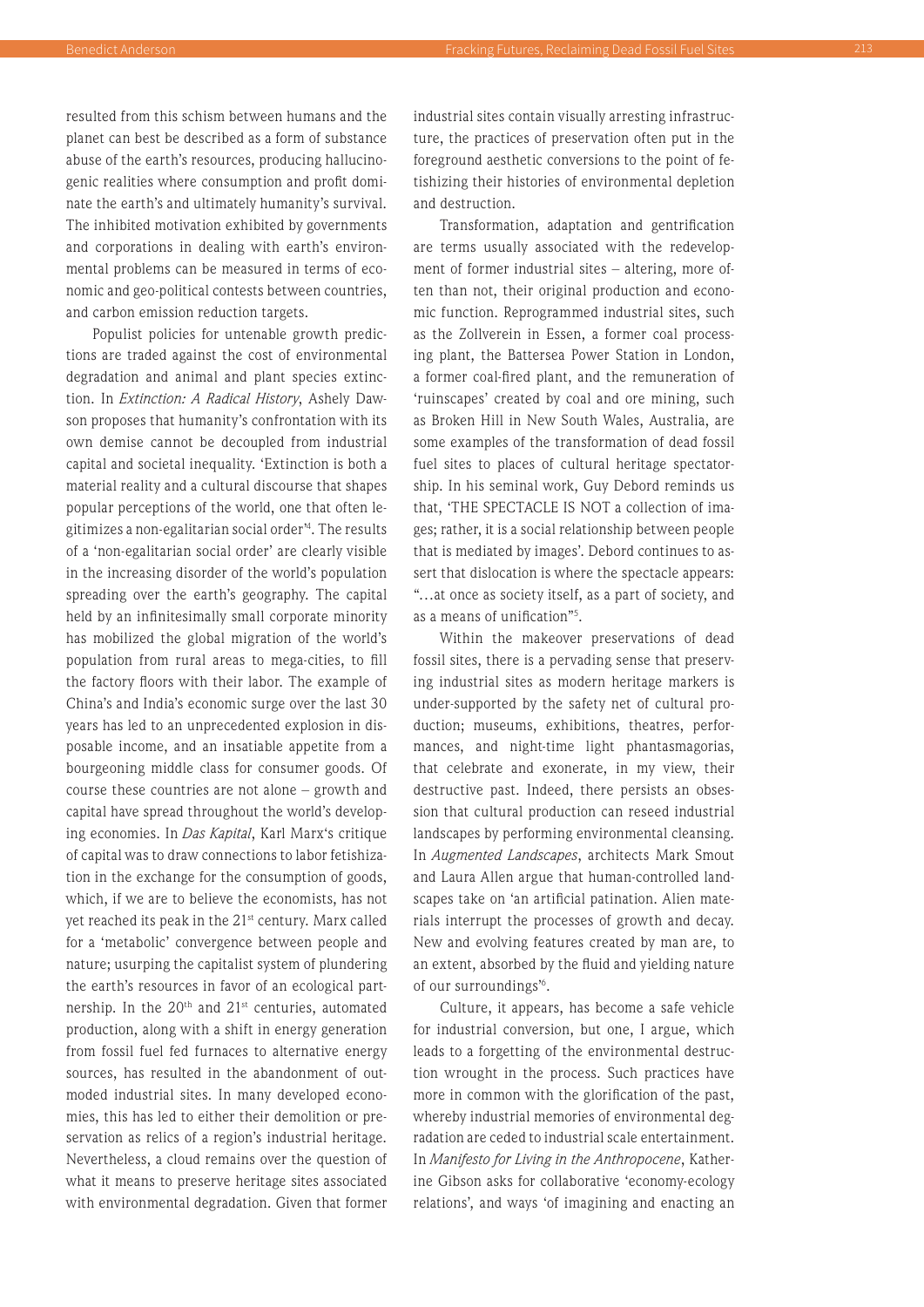resulted from this schism between humans and the planet can best be described as a form of substance abuse of the earth's resources, producing hallucinogenic realities where consumption and profit dominate the earth's and ultimately humanity's survival. The inhibited motivation exhibited by governments and corporations in dealing with earth's environmental problems can be measured in terms of economic and geo-political contests between countries, and carbon emission reduction targets.

Populist policies for untenable growth predictions are traded against the cost of environmental degradation and animal and plant species extinction. In *Extinction: A Radical History*, Ashely Dawson proposes that humanity's confrontation with its own demise cannot be decoupled from industrial capital and societal inequality. 'Extinction is both a material reality and a cultural discourse that shapes popular perceptions of the world, one that often legitimizes a non-egalitarian social order'[4]. The results of a 'non-egalitarian social order' are clearly visible in the increasing disorder of the world's population spreading over the earth's geography. The capital held by an infinitesimally small corporate minority has mobilized the global migration of the world's population from rural areas to mega-cities, to fill the factory floors with their labor. The example of China's and India's economic surge over the last 30 years has led to an unprecedented explosion in disposable income, and an insatiable appetite from a bourgeoning middle class for consumer goods. Of course these countries are not alone – growth and capital have spread throughout the world's developing economies. In *Das Kapital*, Karl Marx's critique of capital was to draw connections to labor fetishization in the exchange for the consumption of goods, which, if we are to believe the economists, has not yet reached its peak in the 21st century. Marx called for a 'metabolic' convergence between people and nature; usurping the capitalist system of plundering the earth's resources in favor of an ecological partnership. In the 20th and 21st centuries, automated production, along with a shift in energy generation from fossil fuel fed furnaces to alternative energy sources, has resulted in the abandonment of outmoded industrial sites. In many developed economies, this has led to either their demolition or preservation as relics of a region's industrial heritage. Nevertheless, a cloud remains over the question of what it means to preserve heritage sites associated with environmental degradation. Given that former industrial sites contain visually arresting infrastructure, the practices of preservation often put in the foreground aesthetic conversions to the point of fetishizing their histories of environmental depletion and destruction.

Transformation, adaptation and gentrification are terms usually associated with the redevelopment of former industrial sites – altering, more often than not, their original production and economic function. Reprogrammed industrial sites, such as the Zollverein in Essen, a former coal processing plant, the Battersea Power Station in London, a former coal-fired plant, and the remuneration of 'ruinscapes' created by coal and ore mining, such as Broken Hill in New South Wales, Australia, are some examples of the transformation of dead fossil fuel sites to places of cultural heritage spectatorship. In his seminal work, Guy Debord reminds us that, 'THE SPECTACLE IS NOT a collection of images; rather, it is a social relationship between people that is mediated by images'. Debord continues to assert that dislocation is where the spectacle appears: "…at once as society itself, as a part of society, and as a means of unification"[5].

Within the makeover preservations of dead fossil sites, there is a pervading sense that preserving industrial sites as modern heritage markers is under-supported by the safety net of cultural production; museums, exhibitions, theatres, performances, and night-time light phantasmagorias, that celebrate and exonerate, in my view, their destructive past. Indeed, there persists an obsession that cultural production can reseed industrial landscapes by performing environmental cleansing. In *Augmented Landscapes*, architects Mark Smout and Laura Allen argue that human-controlled landscapes take on 'an artificial patination. Alien materials interrupt the processes of growth and decay. New and evolving features created by man are, to an extent, absorbed by the fluid and yielding nature of our surroundings'[6].

Culture, it appears, has become a safe vehicle for industrial conversion, but one, I argue, which leads to a forgetting of the environmental destruction wrought in the process. Such practices have more in common with the glorification of the past, whereby industrial memories of environmental degradation are ceded to industrial scale entertainment. In *Manifesto for Living in the Anthropocene*, Katherine Gibson asks for collaborative 'economy-ecology relations', and ways 'of imagining and enacting an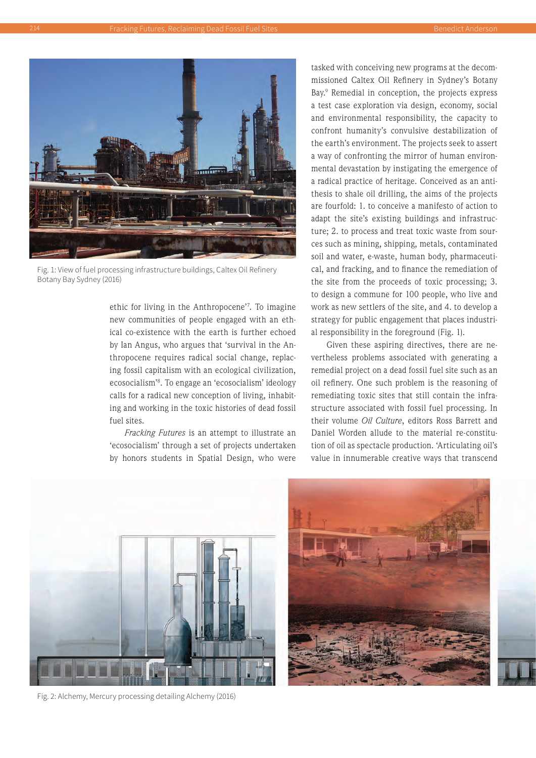Fig. 1: View of fuel processing infrastructure buildings, Caltex Oil Refinery Botany Bay Sydney (2016)

ethic for living in the Anthropocene'[7]. To imagine new communities of people engaged with an ethical co-existence with the earth is further echoed by Ian Angus, who argues that 'survival in the Anthropocene requires radical social change, replacing fossil capitalism with an ecological civilization, ecosocialism'[8]. To engage an 'ecosocialism' ideology calls for a radical new conception of living, inhabiting and working in the toxic histories of dead fossil fuel sites.

*Fracking Futures* is an attempt to illustrate an 'ecosocialism' through a set of projects undertaken by honors students in Spatial Design, who were tasked with conceiving new programs at the decommissioned Caltex Oil Refinery in Sydney's Botany Bay.[9] Remedial in conception, the projects express a test case exploration via design, economy, social and environmental responsibility, the capacity to confront humanity's convulsive destabilization of the earth's environment. The projects seek to assert a way of confronting the mirror of human environmental devastation by instigating the emergence of a radical practice of heritage. Conceived as an antithesis to shale oil drilling, the aims of the projects are fourfold: 1. to conceive a manifesto of action to adapt the site's existing buildings and infrastructure; 2. to process and treat toxic waste from sources such as mining, shipping, metals, contaminated soil and water, e-waste, human body, pharmaceutical, and fracking, and to finance the remediation of the site from the proceeds of toxic processing; 3. to design a commune for 100 people, who live and work as new settlers of the site, and 4. to develop a strategy for public engagement that places industrial responsibility in the foreground (Fig. 1).

Given these aspiring directives, there are nevertheless problems associated with generating a remedial project on a dead fossil fuel site such as an oil refinery. One such problem is the reasoning of remediating toxic sites that still contain the infrastructure associated with fossil fuel processing. In their volume *Oil Culture*, editors Ross Barrett and Daniel Worden allude to the material re-constitution of oil as spectacle production. 'Articulating oil's value in innumerable creative ways that transcend

Fig. 2: Alchemy, Mercury processing detailing Alchemy (2016)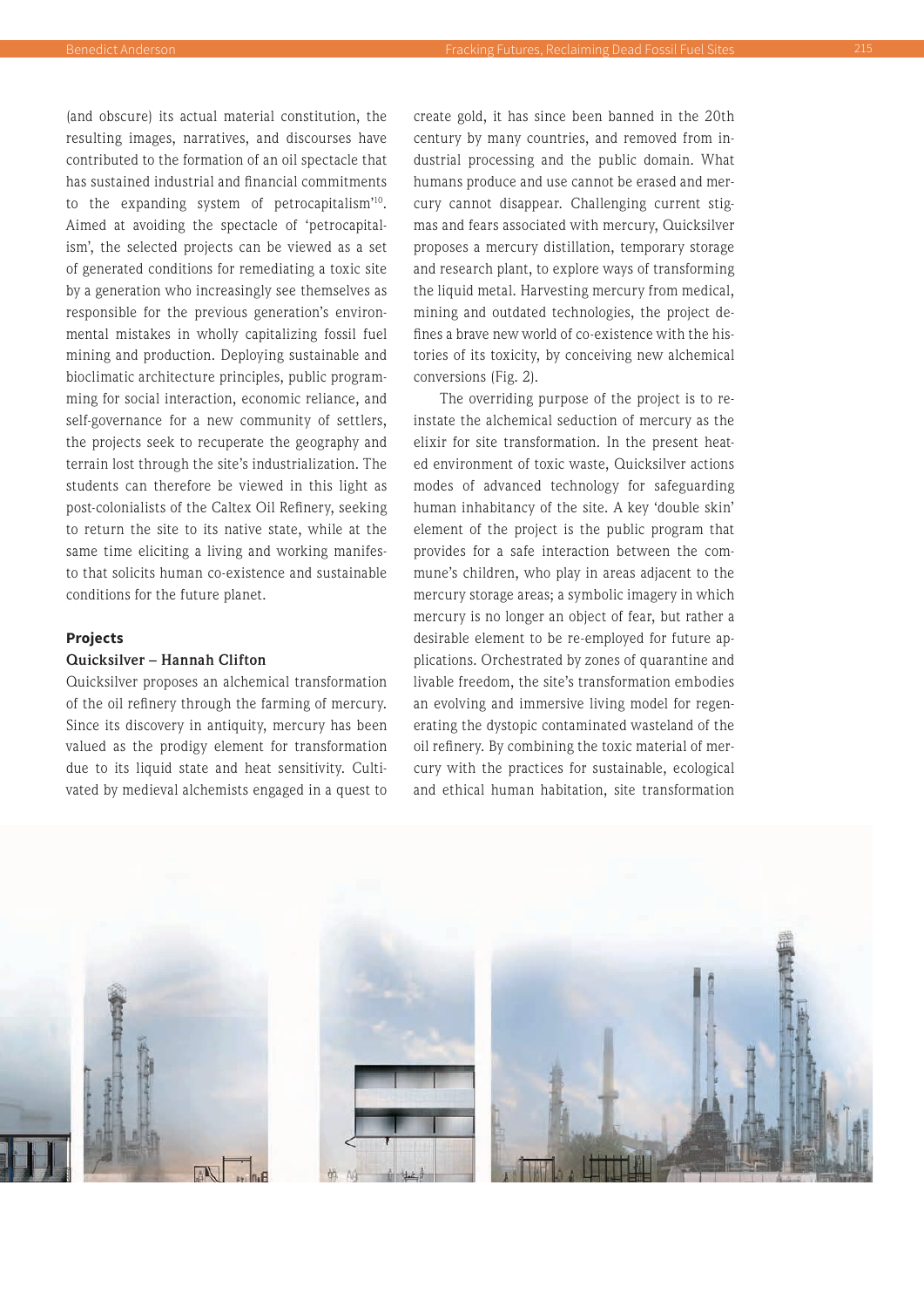(and obscure) its actual material constitution, the resulting images, narratives, and discourses have contributed to the formation of an oil spectacle that has sustained industrial and financial commitments to the expanding system of petrocapitalism'[10]. Aimed at avoiding the spectacle of 'petrocapitalism', the selected projects can be viewed as a set of generated conditions for remediating a toxic site by a generation who increasingly see themselves as responsible for the previous generation's environmental mistakes in wholly capitalizing fossil fuel mining and production. Deploying sustainable and bioclimatic architecture principles, public programming for social interaction, economic reliance, and self-governance for a new community of settlers, the projects seek to recuperate the geography and terrain lost through the site's industrialization. The students can therefore be viewed in this light as post-colonialists of the Caltex Oil Refinery, seeking to return the site to its native state, while at the same time eliciting a living and working manifesto that solicits human co-existence and sustainable conditions for the future planet.

## Projects

### Quicksilver – Hannah Clifton

Quicksilver proposes an alchemical transformation of the oil refinery through the farming of mercury. Since its discovery in antiquity, mercury has been valued as the prodigy element for transformation due to its liquid state and heat sensitivity. Cultivated by medieval alchemists engaged in a quest to create gold, it has since been banned in the 20th century by many countries, and removed from industrial processing and the public domain. What humans produce and use cannot be erased and mercury cannot disappear. Challenging current stigmas and fears associated with mercury, Quicksilver proposes a mercury distillation, temporary storage and research plant, to explore ways of transforming the liquid metal. Harvesting mercury from medical, mining and outdated technologies, the project defines a brave new world of co-existence with the histories of its toxicity, by conceiving new alchemical conversions (Fig. 2).

The overriding purpose of the project is to reinstate the alchemical seduction of mercury as the elixir for site transformation. In the present heated environment of toxic waste, Quicksilver actions modes of advanced technology for safeguarding human inhabitancy of the site. A key 'double skin' element of the project is the public program that provides for a safe interaction between the commune's children, who play in areas adjacent to the mercury storage areas; a symbolic imagery in which mercury is no longer an object of fear, but rather a desirable element to be re-employed for future applications. Orchestrated by zones of quarantine and livable freedom, the site's transformation embodies an evolving and immersive living model for regenerating the dystopic contaminated wasteland of the oil refinery. By combining the toxic material of mercury with the practices for sustainable, ecological and ethical human habitation, site transformation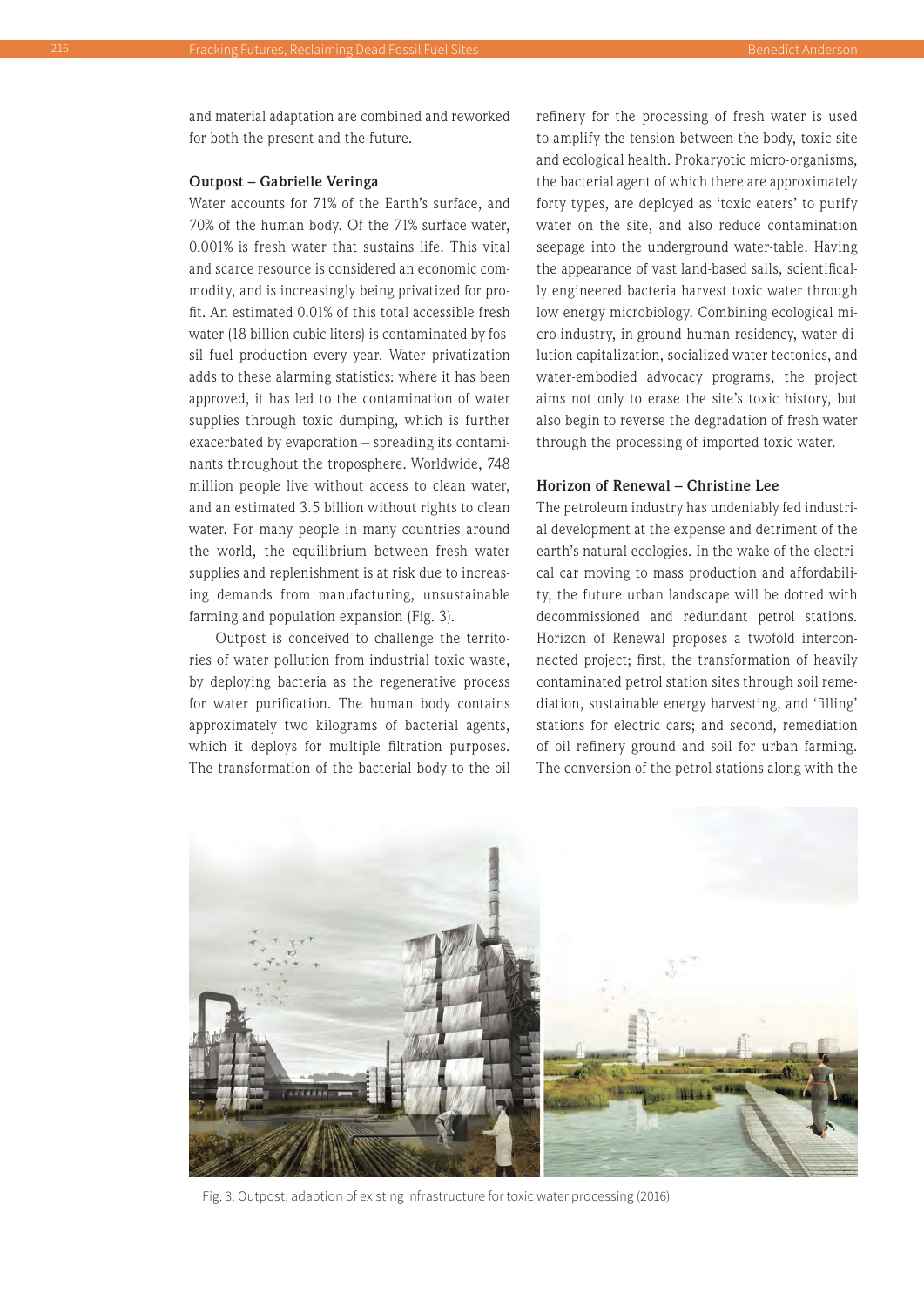and material adaptation are combined and reworked for both the present and the future.

**Outpost – Gabrielle Veringa**

Water accounts for 71% of the Earth's surface, and 70% of the human body. Of the 71% surface water, 0.001% is fresh water that sustains life. This vital and scarce resource is considered an economic commodity, and is increasingly being privatized for profit. An estimated 0.01% of this total accessible fresh water (18 billion cubic liters) is contaminated by fossil fuel production every year. Water privatization adds to these alarming statistics: where it has been approved, it has led to the contamination of water supplies through toxic dumping, which is further exacerbated by evaporation – spreading its contaminants throughout the troposphere. Worldwide, 748 million people live without access to clean water, and an estimated 3.5 billion without rights to clean water. For many people in many countries around the world, the equilibrium between fresh water supplies and replenishment is at risk due to increasing demands from manufacturing, unsustainable farming and population expansion (Fig. 3).

Outpost is conceived to challenge the territories of water pollution from industrial toxic waste, by deploying bacteria as the regenerative process for water purification. The human body contains approximately two kilograms of bacterial agents, which it deploys for multiple filtration purposes. The transformation of the bacterial body to the oil refinery for the processing of fresh water is used to amplify the tension between the body, toxic site and ecological health. Prokaryotic micro-organisms, the bacterial agent of which there are approximately forty types, are deployed as 'toxic eaters' to purify water on the site, and also reduce contamination seepage into the underground water-table. Having the appearance of vast land-based sails, scientifically engineered bacteria harvest toxic water through low energy microbiology. Combining ecological micro-industry, in-ground human residency, water dilution capitalization, socialized water tectonics, and water-embodied advocacy programs, the project aims not only to erase the site's toxic history, but also begin to reverse the degradation of fresh water through the processing of imported toxic water.

**Horizon of Renewal – Christine Lee**

The petroleum industry has undeniably fed industrial development at the expense and detriment of the earth's natural ecologies. In the wake of the electrical car moving to mass production and affordability, the future urban landscape will be dotted with decommissioned and redundant petrol stations. Horizon of Renewal proposes a twofold interconnected project; first, the transformation of heavily contaminated petrol station sites through soil remediation, sustainable energy harvesting, and 'filling' stations for electric cars; and second, remediation of oil refinery ground and soil for urban farming. The conversion of the petrol stations along with the

Fig. 3: Outpost, adaption of existing infrastructure for toxic water processing (2016)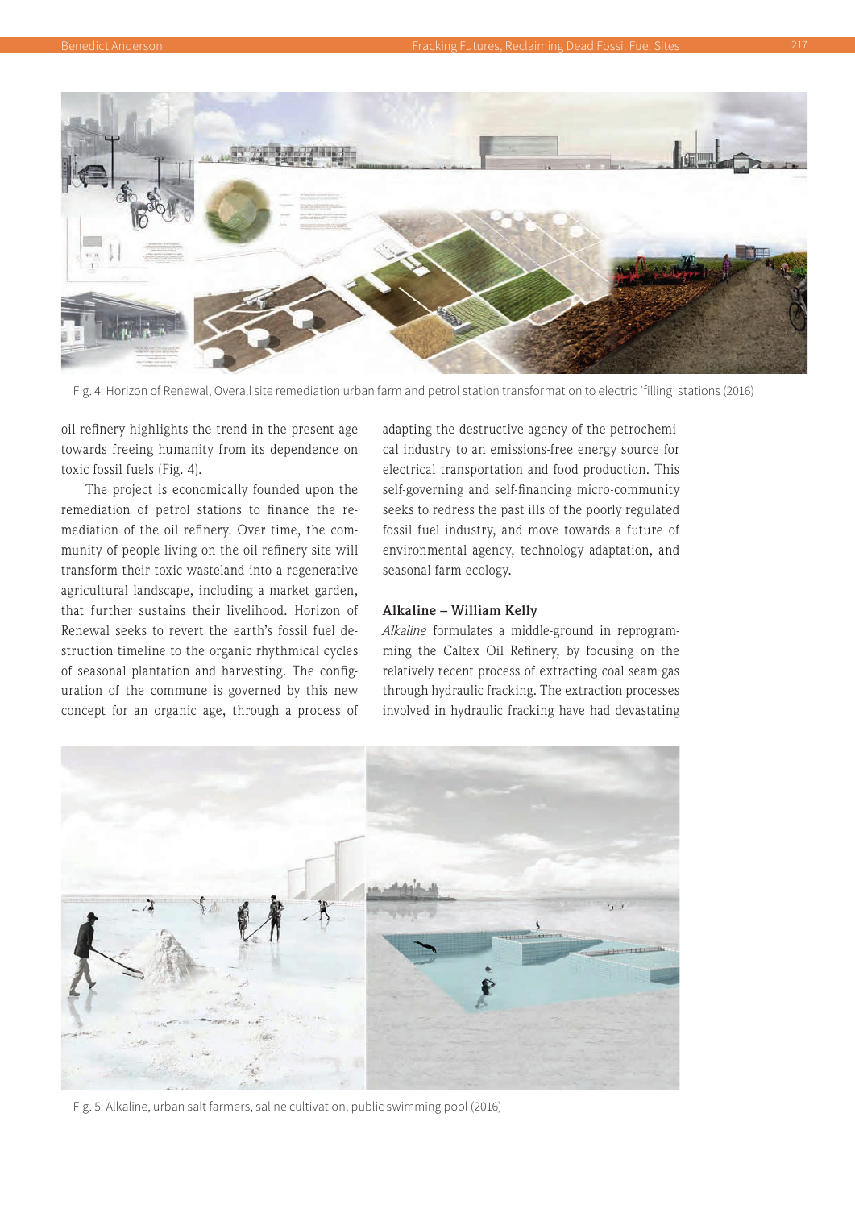Fig. 4: Horizon of Renewal, Overall site remediation urban farm and petrol station transformation to electric 'filling' stations (2016)

oil refinery highlights the trend in the present age towards freeing humanity from its dependence on toxic fossil fuels (Fig. 4).

The project is economically founded upon the remediation of petrol stations to finance the remediation of the oil refinery. Over time, the community of people living on the oil refinery site will transform their toxic wasteland into a regenerative agricultural landscape, including a market garden, that further sustains their livelihood. Horizon of Renewal seeks to revert the earth's fossil fuel destruction timeline to the organic rhythmical cycles of seasonal plantation and harvesting. The configuration of the commune is governed by this new concept for an organic age, through a process of adapting the destructive agency of the petrochemical industry to an emissions-free energy source for electrical transportation and food production. This self-governing and self-financing micro-community seeks to redress the past ills of the poorly regulated fossil fuel industry, and move towards a future of environmental agency, technology adaptation, and seasonal farm ecology.

### Alkaline – William Kelly

*Alkaline* formulates a middle-ground in reprogramming the Caltex Oil Refinery, by focusing on the relatively recent process of extracting coal seam gas through hydraulic fracking. The extraction processes involved in hydraulic fracking have had devastating

Fig. 5: Alkaline, urban salt farmers, saline cultivation, public swimming pool (2016)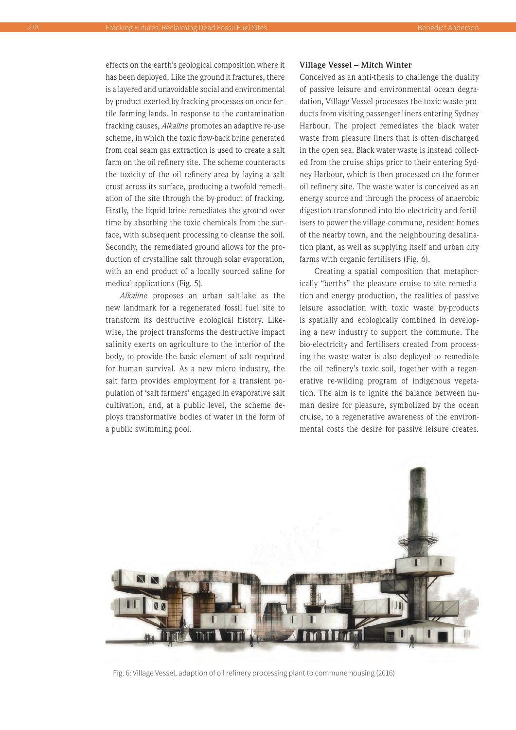effects on the earth's geological composition where it has been deployed. Like the ground it fractures, there is a layered and unavoidable social and environmental by-product exerted by fracking processes on once fertile farming lands. In response to the contamination fracking causes, *Alkaline* promotes an adaptive re-use scheme, in which the toxic flow-back brine generated from coal seam gas extraction is used to create a salt farm on the oil refinery site. The scheme counteracts the toxicity of the oil refinery area by laying a salt crust across its surface, producing a twofold remediation of the site through the by-product of fracking. Firstly, the liquid brine remediates the ground over time by absorbing the toxic chemicals from the surface, with subsequent processing to cleanse the soil. Secondly, the remediated ground allows for the production of crystalline salt through solar evaporation, with an end product of a locally sourced saline for medical applications (Fig. 5).

*Alkaline* proposes an urban salt-lake as the new landmark for a regenerated fossil fuel site to transform its destructive ecological history. Likewise, the project transforms the destructive impact salinity exerts on agriculture to the interior of the body, to provide the basic element of salt required for human survival. As a new micro industry, the salt farm provides employment for a transient population of 'salt farmers' engaged in evaporative salt cultivation, and, at a public level, the scheme deploys transformative bodies of water in the form of a public swimming pool.

**Village Vessel – Mitch Winter**

Conceived as an anti-thesis to challenge the duality of passive leisure and environmental ocean degradation, Village Vessel processes the toxic waste products from visiting passenger liners entering Sydney Harbour. The project remediates the black water waste from pleasure liners that is often discharged in the open sea. Black water waste is instead collected from the cruise ships prior to their entering Sydney Harbour, which is then processed on the former oil refinery site. The waste water is conceived as an energy source and through the process of anaerobic digestion transformed into bio-electricity and fertilisers to power the village-commune, resident homes of the nearby town, and the neighbouring desalination plant, as well as supplying itself and urban city farms with organic fertilisers (Fig. 6).

Creating a spatial composition that metaphorically "berths" the pleasure cruise to site remediation and energy production, the realities of passive leisure association with toxic waste by-products is spatially and ecologically combined in developing a new industry to support the commune. The bio-electricity and fertilisers created from processing the waste water is also deployed to remediate the oil refinery's toxic soil, together with a regenerative re-wilding program of indigenous vegetation. The aim is to ignite the balance between human desire for pleasure, symbolized by the ocean cruise, to a regenerative awareness of the environmental costs the desire for passive leisure creates.

Fig. 6: Village Vessel, adaption of oil refinery processing plant to commune housing (2016)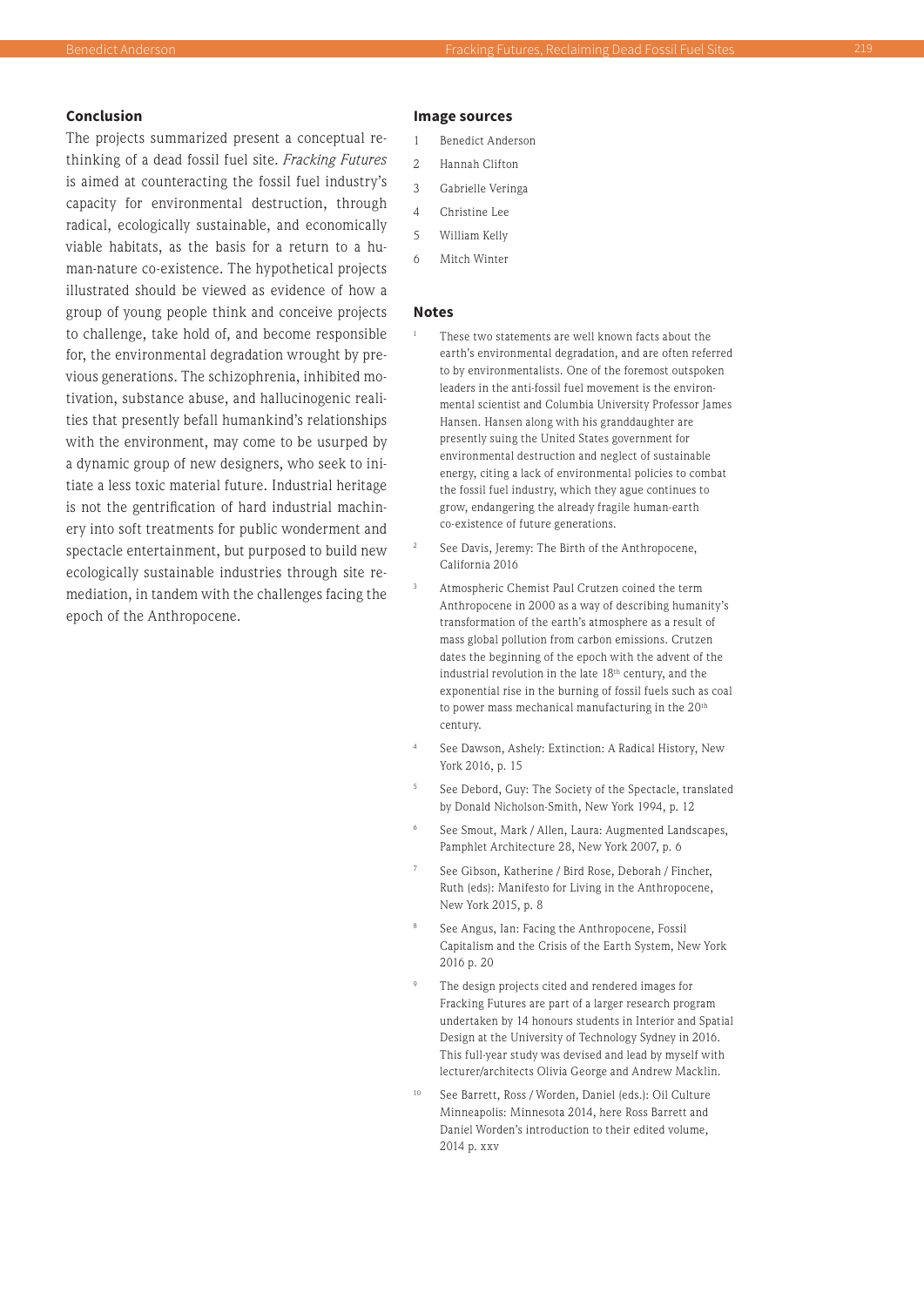## Conclusion

The projects summarized present a conceptual rethinking of a dead fossil fuel site. *Fracking Futures* is aimed at counteracting the fossil fuel industry's capacity for environmental destruction, through radical, ecologically sustainable, and economically viable habitats, as the basis for a return to a human-nature co-existence. The hypothetical projects illustrated should be viewed as evidence of how a group of young people think and conceive projects to challenge, take hold of, and become responsible for, the environmental degradation wrought by previous generations. The schizophrenia, inhibited motivation, substance abuse, and hallucinogenic realities that presently befall humankind's relationships with the environment, may come to be usurped by a dynamic group of new designers, who seek to initiate a less toxic material future. Industrial heritage is not the gentrification of hard industrial machinery into soft treatments for public wonderment and spectacle entertainment, but purposed to build new ecologically sustainable industries through site remediation, in tandem with the challenges facing the epoch of the Anthropocene.

## Image sources

1 Benedict Anderson
2 Hannah Clifton
3 Gabrielle Veringa
4 Christine Lee
5 William Kelly
6 Mitch Winter

## Notes

[1] These two statements are well known facts about the earth's environmental degradation, and are often referred to by environmentalists. One of the foremost outspoken leaders in the anti-fossil fuel movement is the environmental scientist and Columbia University Professor James Hansen. Hansen along with his granddaughter are presently suing the United States government for environmental destruction and neglect of sustainable energy, citing a lack of environmental policies to combat the fossil fuel industry, which they ague continues to grow, endangering the already fragile human-earth co-existence of future generations.

[2] See Davis, Jeremy: The Birth of the Anthropocene, California 2016

[3] Atmospheric Chemist Paul Crutzen coined the term Anthropocene in 2000 as a way of describing humanity's transformation of the earth's atmosphere as a result of mass global pollution from carbon emissions. Crutzen dates the beginning of the epoch with the advent of the industrial revolution in the late 18th century, and the exponential rise in the burning of fossil fuels such as coal to power mass mechanical manufacturing in the 20th century.

[4] See Dawson, Ashely: Extinction: A Radical History, New York 2016, p. 15

[5] See Debord, Guy: The Society of the Spectacle, translated by Donald Nicholson-Smith, New York 1994, p. 12

[6] See Smout, Mark / Allen, Laura: Augmented Landscapes, Pamphlet Architecture 28, New York 2007, p. 6

[7] See Gibson, Katherine / Bird Rose, Deborah / Fincher, Ruth (eds): Manifesto for Living in the Anthropocene, New York 2015, p. 8

[8] See Angus, Ian: Facing the Anthropocene, Fossil Capitalism and the Crisis of the Earth System, New York 2016 p. 20

[9] The design projects cited and rendered images for Fracking Futures are part of a larger research program undertaken by 14 honours students in Interior and Spatial Design at the University of Technology Sydney in 2016. This full-year study was devised and lead by myself with lecturer/architects Olivia George and Andrew Macklin.

[10] See Barrett, Ross / Worden, Daniel (eds.): Oil Culture Minneapolis: Minnesota 2014, here Ross Barrett and Daniel Worden's introduction to their edited volume, 2014 p. xxv